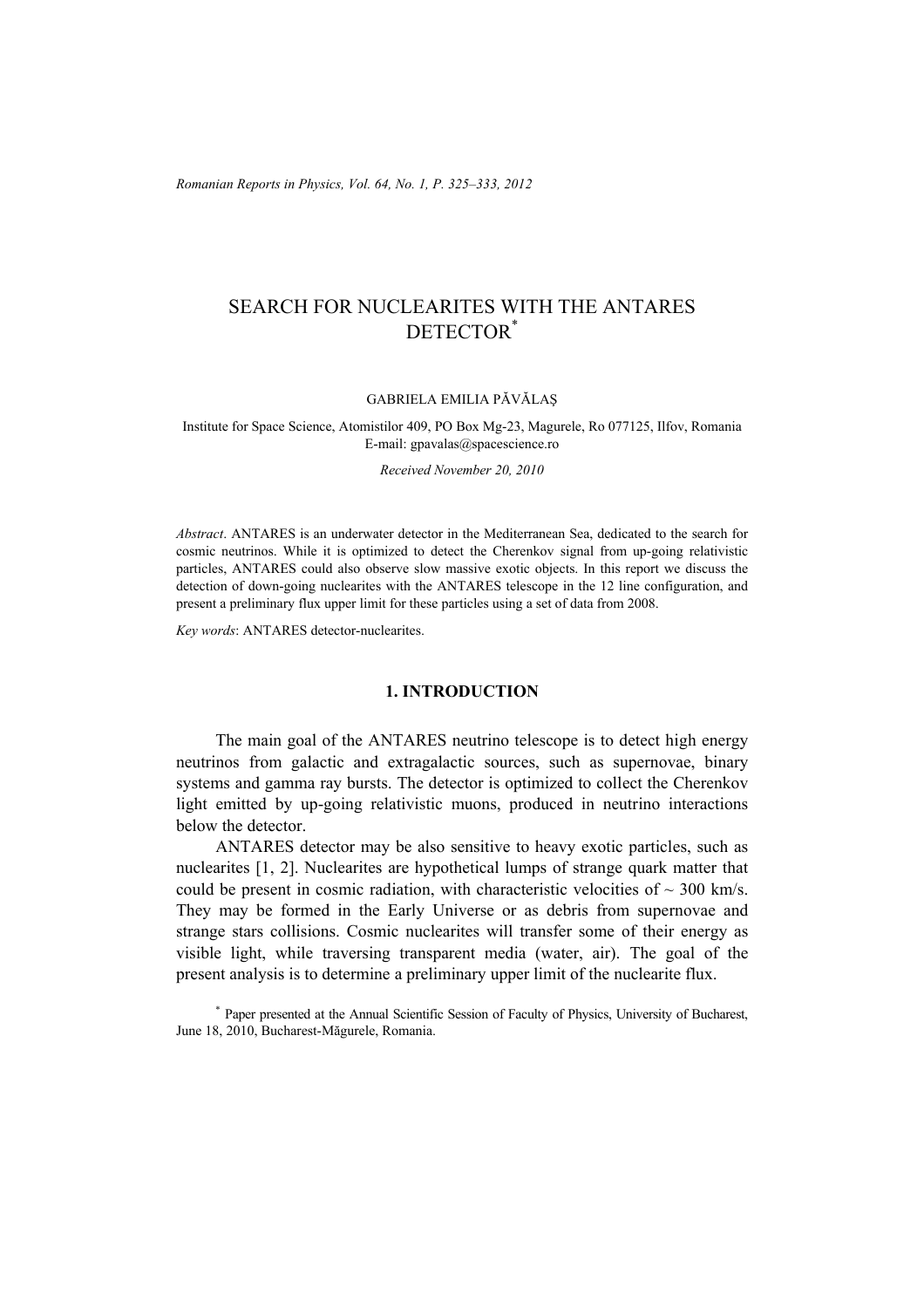# SEARCH FOR NUCLEARITES WITH THE ANTARES DETECTOR*

GABRIELA EMILIA PĂVĂLAŞ

Institute for Space Science, Atomistilor 409, PO Box Mg-23, Magurele, Ro 077125, Ilfov, Romania
E-mail: gpavalas@spacescience.ro

*Received November 20, 2010*

*Abstract*. ANTARES is an underwater detector in the Mediterranean Sea, dedicated to the search for cosmic neutrinos. While it is optimized to detect the Cherenkov signal from up-going relativistic particles, ANTARES could also observe slow massive exotic objects. In this report we discuss the detection of down-going nuclearites with the ANTARES telescope in the 12 line configuration, and present a preliminary flux upper limit for these particles using a set of data from 2008.

*Key words*: ANTARES detector-nuclearites.

## 1. INTRODUCTION

The main goal of the ANTARES neutrino telescope is to detect high energy neutrinos from galactic and extragalactic sources, such as supernovae, binary systems and gamma ray bursts. The detector is optimized to collect the Cherenkov light emitted by up-going relativistic muons, produced in neutrino interactions below the detector.

ANTARES detector may be also sensitive to heavy exotic particles, such as nuclearites [1, 2]. Nuclearites are hypothetical lumps of strange quark matter that could be present in cosmic radiation, with characteristic velocities of ~ 300 km/s. They may be formed in the Early Universe or as debris from supernovae and strange stars collisions. Cosmic nuclearites will transfer some of their energy as visible light, while traversing transparent media (water, air). The goal of the present analysis is to determine a preliminary upper limit of the nuclearite flux.

* Paper presented at the Annual Scientific Session of Faculty of Physics, University of Bucharest, June 18, 2010, Bucharest-Măgurele, Romania.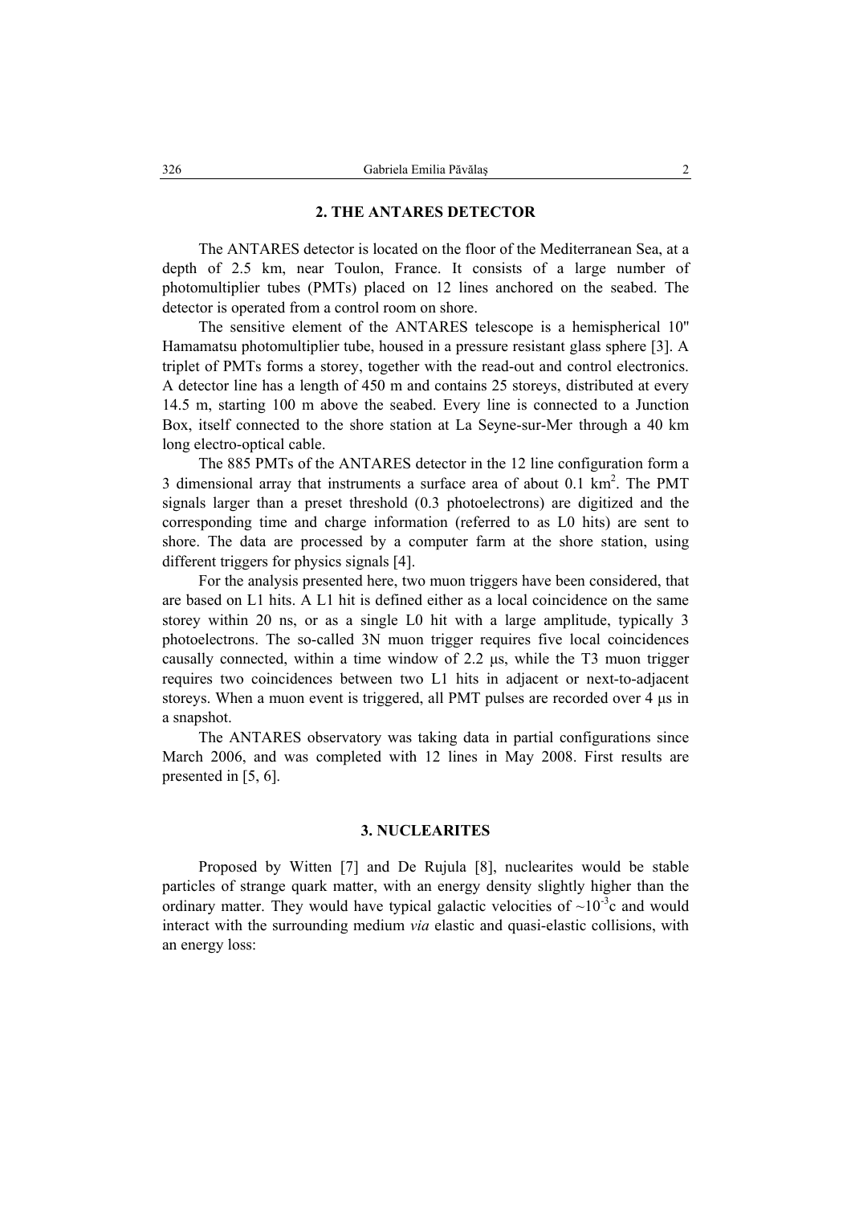## 2. THE ANTARES DETECTOR

The ANTARES detector is located on the floor of the Mediterranean Sea, at a depth of 2.5 km, near Toulon, France. It consists of a large number of photomultiplier tubes (PMTs) placed on 12 lines anchored on the seabed. The detector is operated from a control room on shore.

The sensitive element of the ANTARES telescope is a hemispherical 10" Hamamatsu photomultiplier tube, housed in a pressure resistant glass sphere [3]. A triplet of PMTs forms a storey, together with the read-out and control electronics. A detector line has a length of 450 m and contains 25 storeys, distributed at every 14.5 m, starting 100 m above the seabed. Every line is connected to a Junction Box, itself connected to the shore station at La Seyne-sur-Mer through a 40 km long electro-optical cable.

The 885 PMTs of the ANTARES detector in the 12 line configuration form a 3 dimensional array that instruments a surface area of about 0.1 km$^2$. The PMT signals larger than a preset threshold (0.3 photoelectrons) are digitized and the corresponding time and charge information (referred to as L0 hits) are sent to shore. The data are processed by a computer farm at the shore station, using different triggers for physics signals [4].

For the analysis presented here, two muon triggers have been considered, that are based on L1 hits. A L1 hit is defined either as a local coincidence on the same storey within 20 ns, or as a single L0 hit with a large amplitude, typically 3 photoelectrons. The so-called 3N muon trigger requires five local coincidences causally connected, within a time window of 2.2 μs, while the T3 muon trigger requires two coincidences between two L1 hits in adjacent or next-to-adjacent storeys. When a muon event is triggered, all PMT pulses are recorded over 4 μs in a snapshot.

The ANTARES observatory was taking data in partial configurations since March 2006, and was completed with 12 lines in May 2008. First results are presented in [5, 6].

## 3. NUCLEARITES

Proposed by Witten [7] and De Rujula [8], nuclearites would be stable particles of strange quark matter, with an energy density slightly higher than the ordinary matter. They would have typical galactic velocities of $\sim 10^{-3}$c and would interact with the surrounding medium *via* elastic and quasi-elastic collisions, with an energy loss: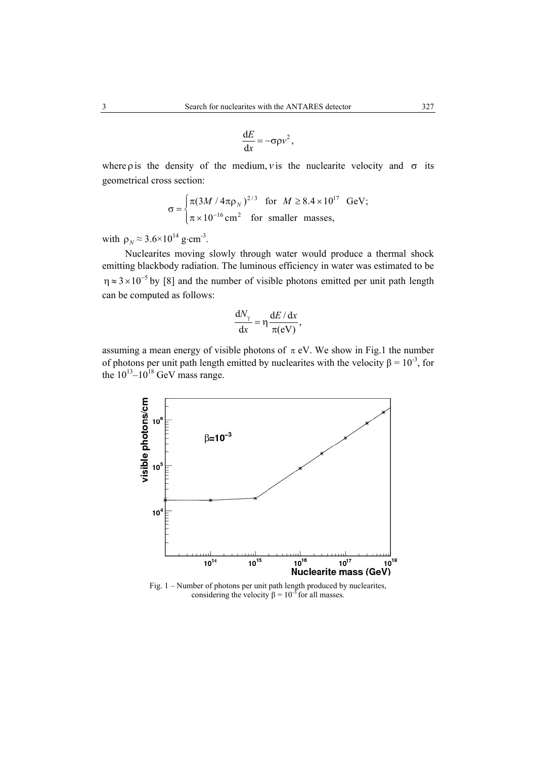$$\frac{\mathrm{d}E}{\mathrm{d}x} = -\sigma\rho v^2,$$

where $\rho$ is the density of the medium, $v$ is the nuclearite velocity and $\sigma$ its geometrical cross section:

$$\sigma = \begin{cases} \pi(3M / 4\pi\rho_N)^{2/3} & \text{for } M \geq 8.4 \times 10^{17} \text{ GeV;} \\ \pi \times 10^{-16}\,\text{cm}^2 & \text{for smaller masses,} \end{cases}$$

with $\rho_N \approx 3.6 \times 10^{14}$ g·cm$^{-3}$.

Nuclearites moving slowly through water would produce a thermal shock emitting blackbody radiation. The luminous efficiency in water was estimated to be $\eta \approx 3 \times 10^{-5}$ by [8] and the number of visible photons emitted per unit path length can be computed as follows:

$$\frac{\mathrm{d}N_\gamma}{\mathrm{d}x} = \eta \frac{\mathrm{d}E / \mathrm{d}x}{\pi(\text{eV})},$$

assuming a mean energy of visible photons of $\pi$ eV. We show in Fig.1 the number of photons per unit path length emitted by nuclearites with the velocity $\beta = 10^{-3}$, for the $10^{13}$–$10^{18}$ GeV mass range.

Fig. 1 – Number of photons per unit path length produced by nuclearites, considering the velocity $\beta = 10^{-3}$ for all masses.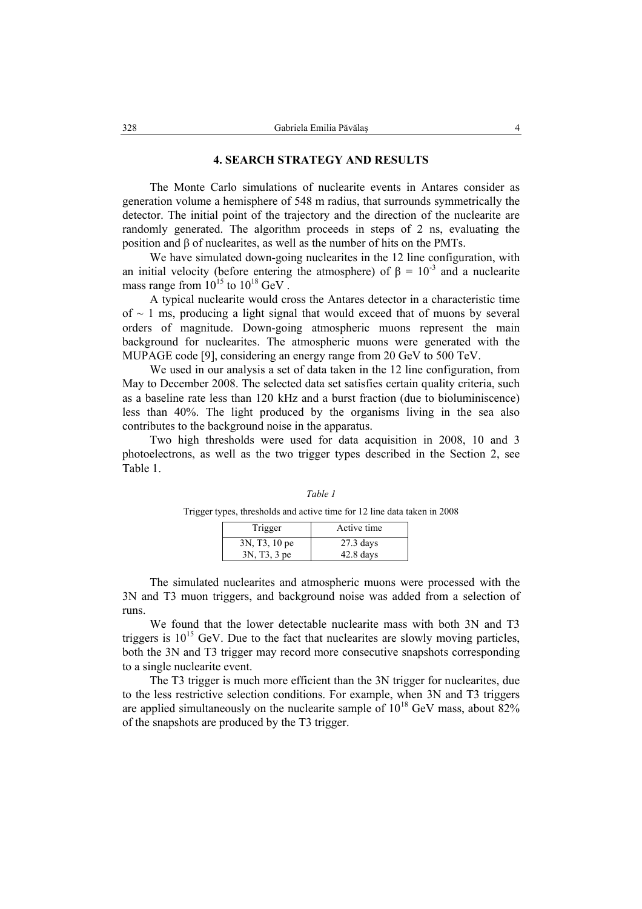## 4. SEARCH STRATEGY AND RESULTS

The Monte Carlo simulations of nuclearite events in Antares consider as generation volume a hemisphere of 548 m radius, that surrounds symmetrically the detector. The initial point of the trajectory and the direction of the nuclearite are randomly generated. The algorithm proceeds in steps of 2 ns, evaluating the position and β of nuclearites, as well as the number of hits on the PMTs.

We have simulated down-going nuclearites in the 12 line configuration, with an initial velocity (before entering the atmosphere) of $\beta = 10^{-3}$ and a nuclearite mass range from $10^{15}$ to $10^{18}$ GeV .

A typical nuclearite would cross the Antares detector in a characteristic time of ~ 1 ms, producing a light signal that would exceed that of muons by several orders of magnitude. Down-going atmospheric muons represent the main background for nuclearites. The atmospheric muons were generated with the MUPAGE code [9], considering an energy range from 20 GeV to 500 TeV.

We used in our analysis a set of data taken in the 12 line configuration, from May to December 2008. The selected data set satisfies certain quality criteria, such as a baseline rate less than 120 kHz and a burst fraction (due to bioluminiscence) less than 40%. The light produced by the organisms living in the sea also contributes to the background noise in the apparatus.

Two high thresholds were used for data acquisition in 2008, 10 and 3 photoelectrons, as well as the two trigger types described in the Section 2, see Table 1.

*Table 1*

Trigger types, thresholds and active time for 12 line data taken in 2008

| Trigger | Active time |
|---|---|
| 3N, T3, 10 pe | 27.3 days |
| 3N, T3, 3 pe | 42.8 days |

The simulated nuclearites and atmospheric muons were processed with the 3N and T3 muon triggers, and background noise was added from a selection of runs.

We found that the lower detectable nuclearite mass with both 3N and T3 triggers is $10^{15}$ GeV. Due to the fact that nuclearites are slowly moving particles, both the 3N and T3 trigger may record more consecutive snapshots corresponding to a single nuclearite event.

The T3 trigger is much more efficient than the 3N trigger for nuclearites, due to the less restrictive selection conditions. For example, when 3N and T3 triggers are applied simultaneously on the nuclearite sample of $10^{18}$ GeV mass, about 82% of the snapshots are produced by the T3 trigger.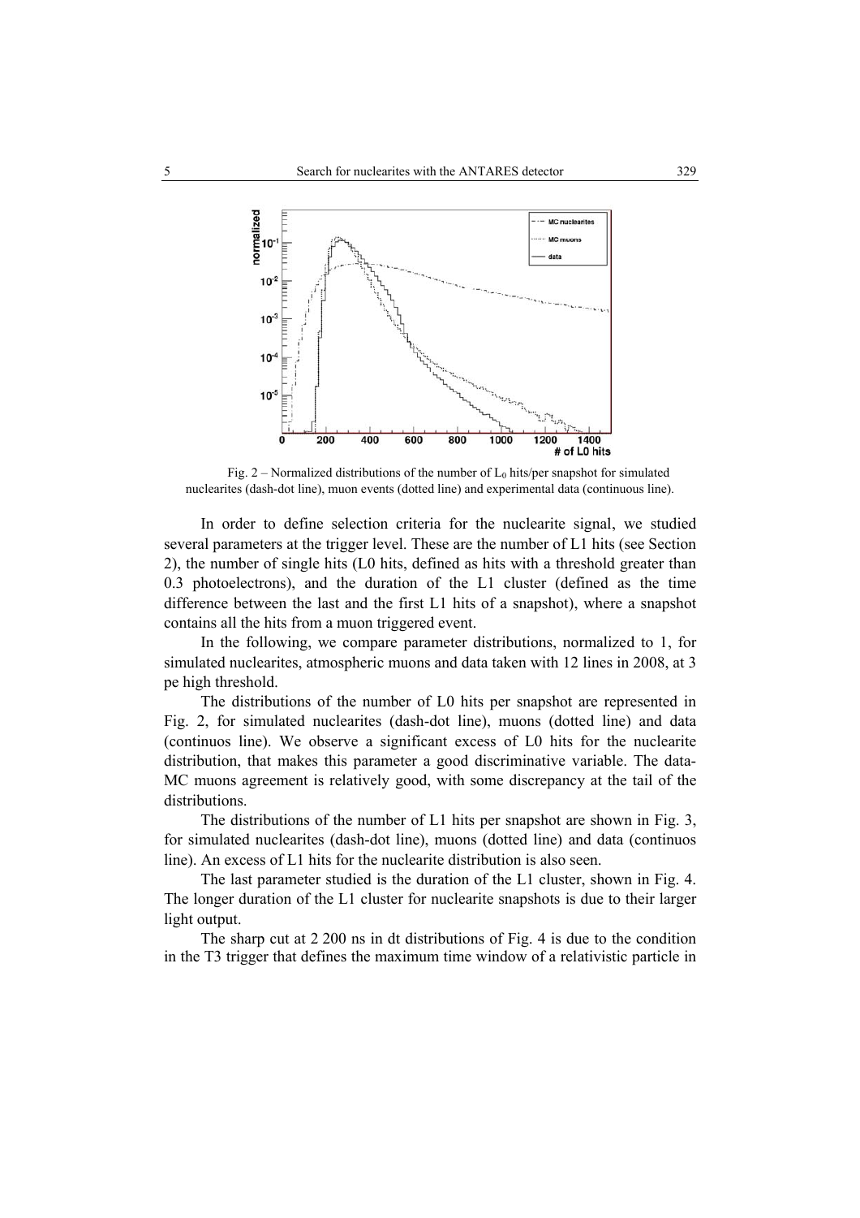Fig. 2 – Normalized distributions of the number of $L_0$ hits/per snapshot for simulated nuclearites (dash-dot line), muon events (dotted line) and experimental data (continuous line).

In order to define selection criteria for the nuclearite signal, we studied several parameters at the trigger level. These are the number of L1 hits (see Section 2), the number of single hits (L0 hits, defined as hits with a threshold greater than 0.3 photoelectrons), and the duration of the L1 cluster (defined as the time difference between the last and the first L1 hits of a snapshot), where a snapshot contains all the hits from a muon triggered event.

In the following, we compare parameter distributions, normalized to 1, for simulated nuclearites, atmospheric muons and data taken with 12 lines in 2008, at 3 pe high threshold.

The distributions of the number of L0 hits per snapshot are represented in Fig. 2, for simulated nuclearites (dash-dot line), muons (dotted line) and data (continuos line). We observe a significant excess of L0 hits for the nuclearite distribution, that makes this parameter a good discriminative variable. The data-MC muons agreement is relatively good, with some discrepancy at the tail of the distributions.

The distributions of the number of L1 hits per snapshot are shown in Fig. 3, for simulated nuclearites (dash-dot line), muons (dotted line) and data (continuos line). An excess of L1 hits for the nuclearite distribution is also seen.

The last parameter studied is the duration of the L1 cluster, shown in Fig. 4. The longer duration of the L1 cluster for nuclearite snapshots is due to their larger light output.

The sharp cut at 2 200 ns in dt distributions of Fig. 4 is due to the condition in the T3 trigger that defines the maximum time window of a relativistic particle in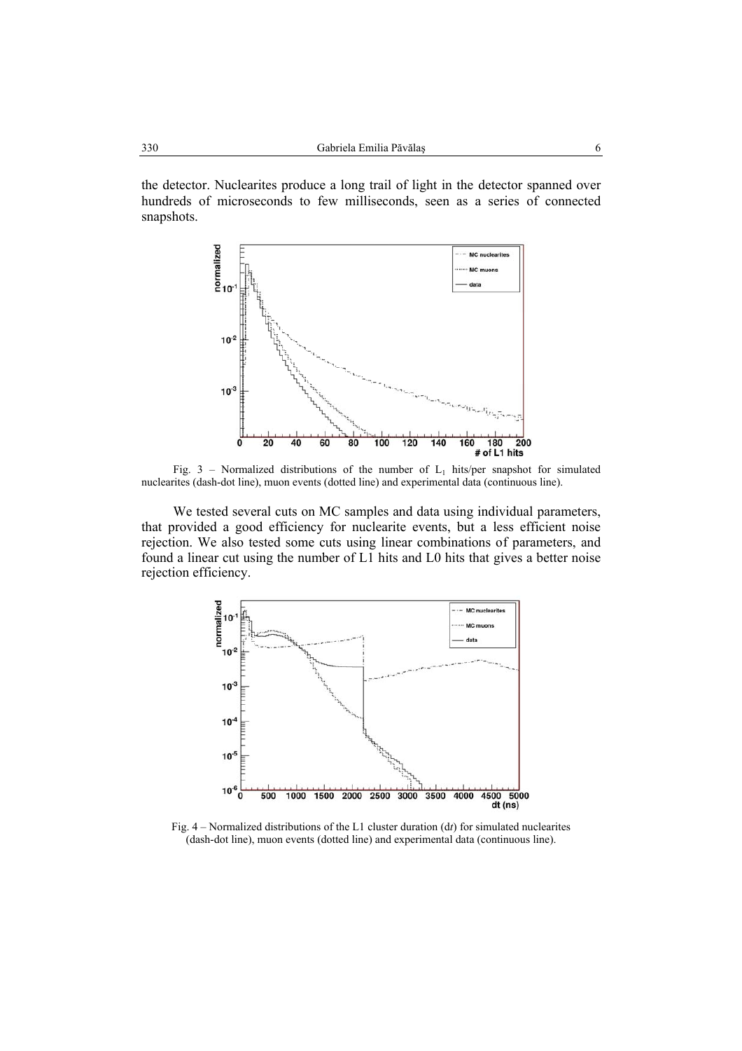the detector. Nuclearites produce a long trail of light in the detector spanned over hundreds of microseconds to few milliseconds, seen as a series of connected snapshots.

Fig. 3 – Normalized distributions of the number of $L_1$ hits/per snapshot for simulated nuclearites (dash-dot line), muon events (dotted line) and experimental data (continuous line).

We tested several cuts on MC samples and data using individual parameters, that provided a good efficiency for nuclearite events, but a less efficient noise rejection. We also tested some cuts using linear combinations of parameters, and found a linear cut using the number of L1 hits and L0 hits that gives a better noise rejection efficiency.

Fig. 4 – Normalized distributions of the L1 cluster duration (d*t*) for simulated nuclearites (dash-dot line), muon events (dotted line) and experimental data (continuous line).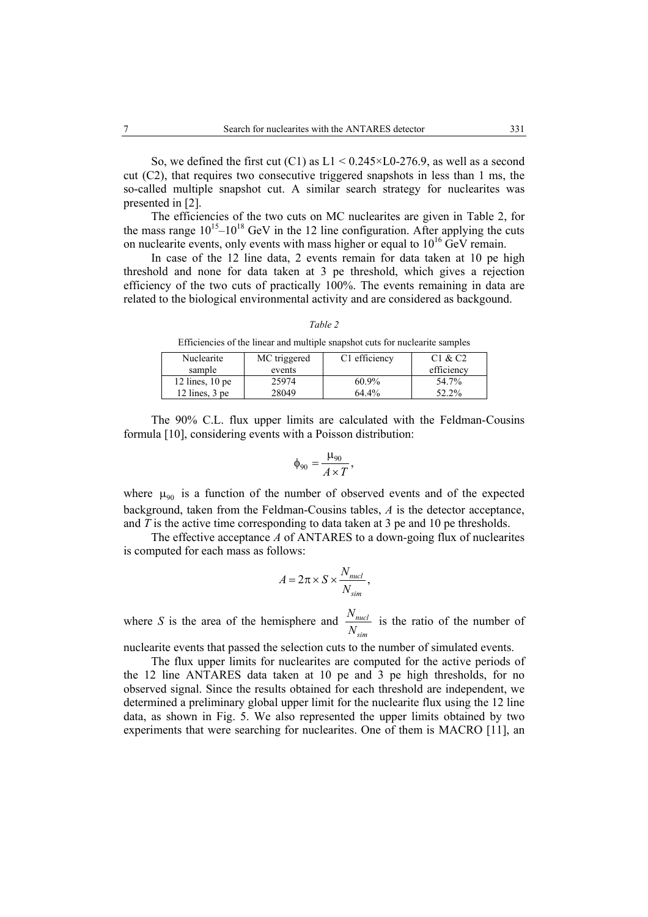So, we defined the first cut (C1) as L1 < 0.245×L0-276.9, as well as a second cut (C2), that requires two consecutive triggered snapshots in less than 1 ms, the so-called multiple snapshot cut. A similar search strategy for nuclearites was presented in [2].

The efficiencies of the two cuts on MC nuclearites are given in Table 2, for the mass range $10^{15}$–$10^{18}$ GeV in the 12 line configuration. After applying the cuts on nuclearite events, only events with mass higher or equal to $10^{16}$ GeV remain.

In case of the 12 line data, 2 events remain for data taken at 10 pe high threshold and none for data taken at 3 pe threshold, which gives a rejection efficiency of the two cuts of practically 100%. The events remaining in data are related to the biological environmental activity and are considered as backgound.

*Table 2*

Efficiencies of the linear and multiple snapshot cuts for nuclearite samples

| Nuclearite sample | MC triggered events | C1 efficiency | C1 & C2 efficiency |
|---|---|---|---|
| 12 lines, 10 pe | 25974 | 60.9% | 54.7% |
| 12 lines, 3 pe | 28049 | 64.4% | 52.2% |

The 90% C.L. flux upper limits are calculated with the Feldman-Cousins formula [10], considering events with a Poisson distribution:

$$\phi_{90} = \frac{\mu_{90}}{A \times T},$$

where $\mu_{90}$ is a function of the number of observed events and of the expected background, taken from the Feldman-Cousins tables, $A$ is the detector acceptance, and $T$ is the active time corresponding to data taken at 3 pe and 10 pe thresholds.

The effective acceptance $A$ of ANTARES to a down-going flux of nuclearites is computed for each mass as follows:

$$A = 2\pi \times S \times \frac{N_{nucl}}{N_{sim}},$$

where $S$ is the area of the hemisphere and $\frac{N_{nucl}}{N_{sim}}$ is the ratio of the number of nuclearite events that passed the selection cuts to the number of simulated events.

The flux upper limits for nuclearites are computed for the active periods of the 12 line ANTARES data taken at 10 pe and 3 pe high thresholds, for no observed signal. Since the results obtained for each threshold are independent, we determined a preliminary global upper limit for the nuclearite flux using the 12 line data, as shown in Fig. 5. We also represented the upper limits obtained by two experiments that were searching for nuclearites. One of them is MACRO [11], an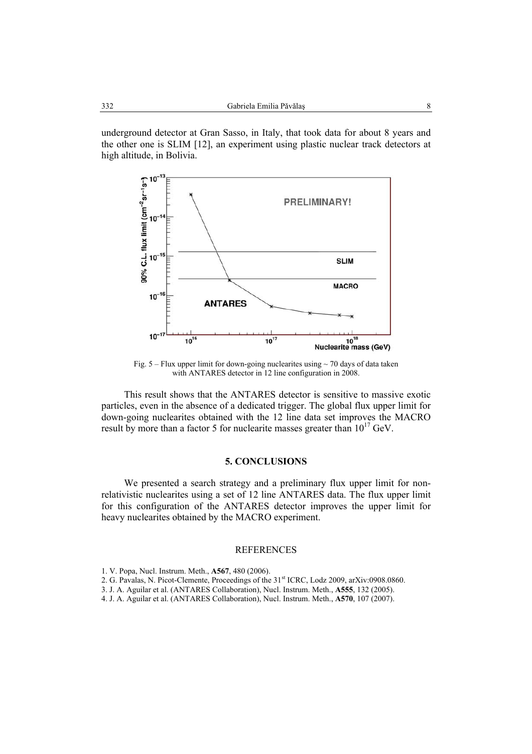underground detector at Gran Sasso, in Italy, that took data for about 8 years and the other one is SLIM [12], an experiment using plastic nuclear track detectors at high altitude, in Bolivia.

Fig. 5 – Flux upper limit for down-going nuclearites using ~ 70 days of data taken with ANTARES detector in 12 line configuration in 2008.

This result shows that the ANTARES detector is sensitive to massive exotic particles, even in the absence of a dedicated trigger. The global flux upper limit for down-going nuclearites obtained with the 12 line data set improves the MACRO result by more than a factor 5 for nuclearite masses greater than $10^{17}$ GeV.

## 5. CONCLUSIONS

We presented a search strategy and a preliminary flux upper limit for non-relativistic nuclearites using a set of 12 line ANTARES data. The flux upper limit for this configuration of the ANTARES detector improves the upper limit for heavy nuclearites obtained by the MACRO experiment.

## REFERENCES

1. V. Popa, Nucl. Instrum. Meth., **A567**, 480 (2006).
2. G. Pavalas, N. Picot-Clemente, Proceedings of the 31st ICRC, Lodz 2009, arXiv:0908.0860.
3. J. A. Aguilar et al. (ANTARES Collaboration), Nucl. Instrum. Meth., **A555**, 132 (2005).
4. J. A. Aguilar et al. (ANTARES Collaboration), Nucl. Instrum. Meth., **A570**, 107 (2007).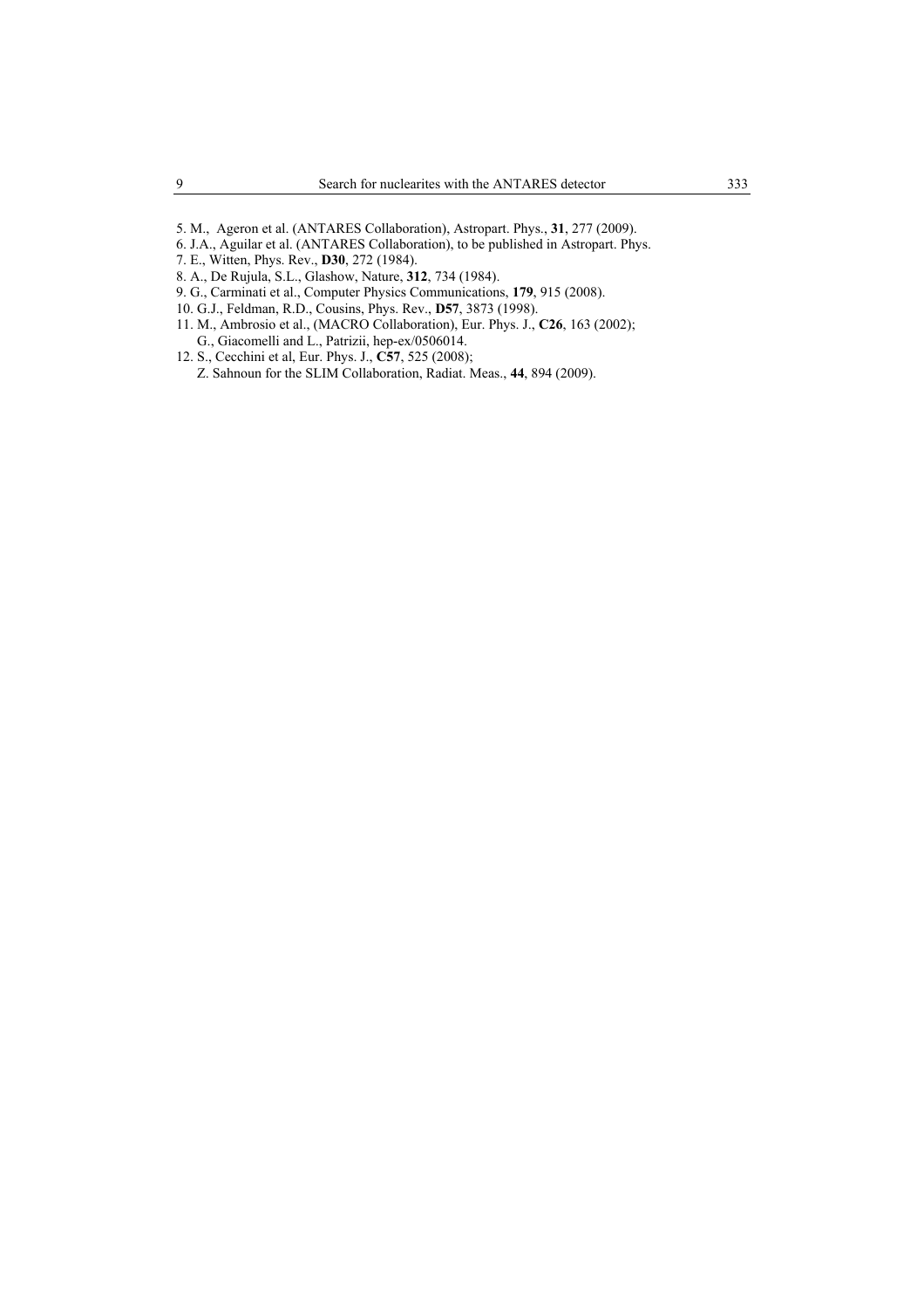5. M., Ageron et al. (ANTARES Collaboration), Astropart. Phys., **31**, 277 (2009).
6. J.A., Aguilar et al. (ANTARES Collaboration), to be published in Astropart. Phys.
7. E., Witten, Phys. Rev., **D30**, 272 (1984).
8. A., De Rujula, S.L., Glashow, Nature, **312**, 734 (1984).
9. G., Carminati et al., Computer Physics Communications, **179**, 915 (2008).
10. G.J., Feldman, R.D., Cousins, Phys. Rev., **D57**, 3873 (1998).
11. M., Ambrosio et al., (MACRO Collaboration), Eur. Phys. J., **C26**, 163 (2002); G., Giacomelli and L., Patrizii, hep-ex/0506014.
12. S., Cecchini et al, Eur. Phys. J., **C57**, 525 (2008); Z. Sahnoun for the SLIM Collaboration, Radiat. Meas., **44**, 894 (2009).